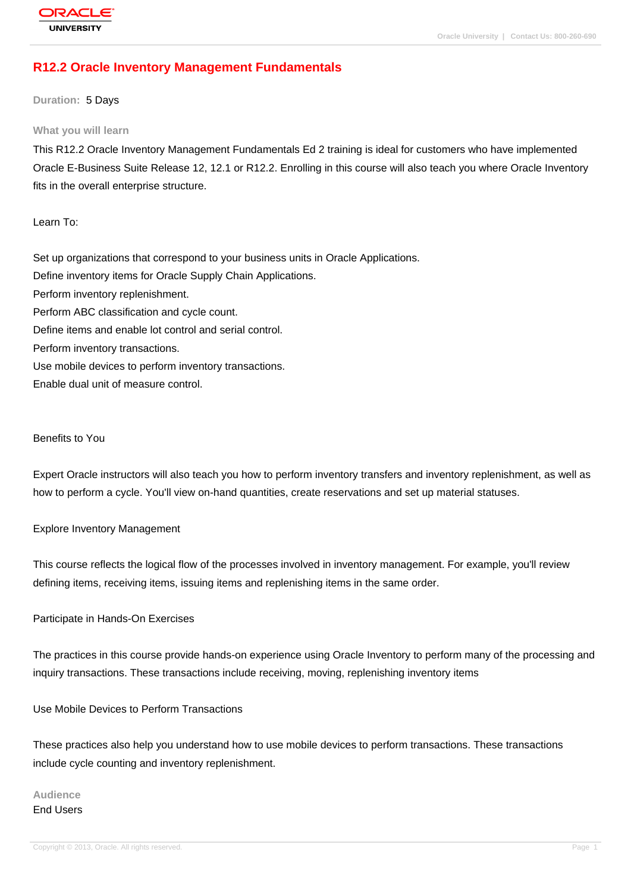# R12.2 Oracle Inventory Management Fundamentals

**Duration:** 5 Days

## What you will learn

This R12.2 Oracle Inventory Management Fundamentals Ed 2 training is ideal for customers who have implemented Oracle E-Business Suite Release 12, 12.1 or R12.2. Enrolling in this course will also teach you where Oracle Inventory fits in the overall enterprise structure.

Learn To:

Set up organizations that correspond to your business units in Oracle Applications.
Define inventory items for Oracle Supply Chain Applications.
Perform inventory replenishment.
Perform ABC classification and cycle count.
Define items and enable lot control and serial control.
Perform inventory transactions.
Use mobile devices to perform inventory transactions.
Enable dual unit of measure control.

Benefits to You

Expert Oracle instructors will also teach you how to perform inventory transfers and inventory replenishment, as well as how to perform a cycle. You'll view on-hand quantities, create reservations and set up material statuses.

Explore Inventory Management

This course reflects the logical flow of the processes involved in inventory management. For example, you'll review defining items, receiving items, issuing items and replenishing items in the same order.

Participate in Hands-On Exercises

The practices in this course provide hands-on experience using Oracle Inventory to perform many of the processing and inquiry transactions. These transactions include receiving, moving, replenishing inventory items

Use Mobile Devices to Perform Transactions

These practices also help you understand how to use mobile devices to perform transactions. These transactions include cycle counting and inventory replenishment.

## Audience

End Users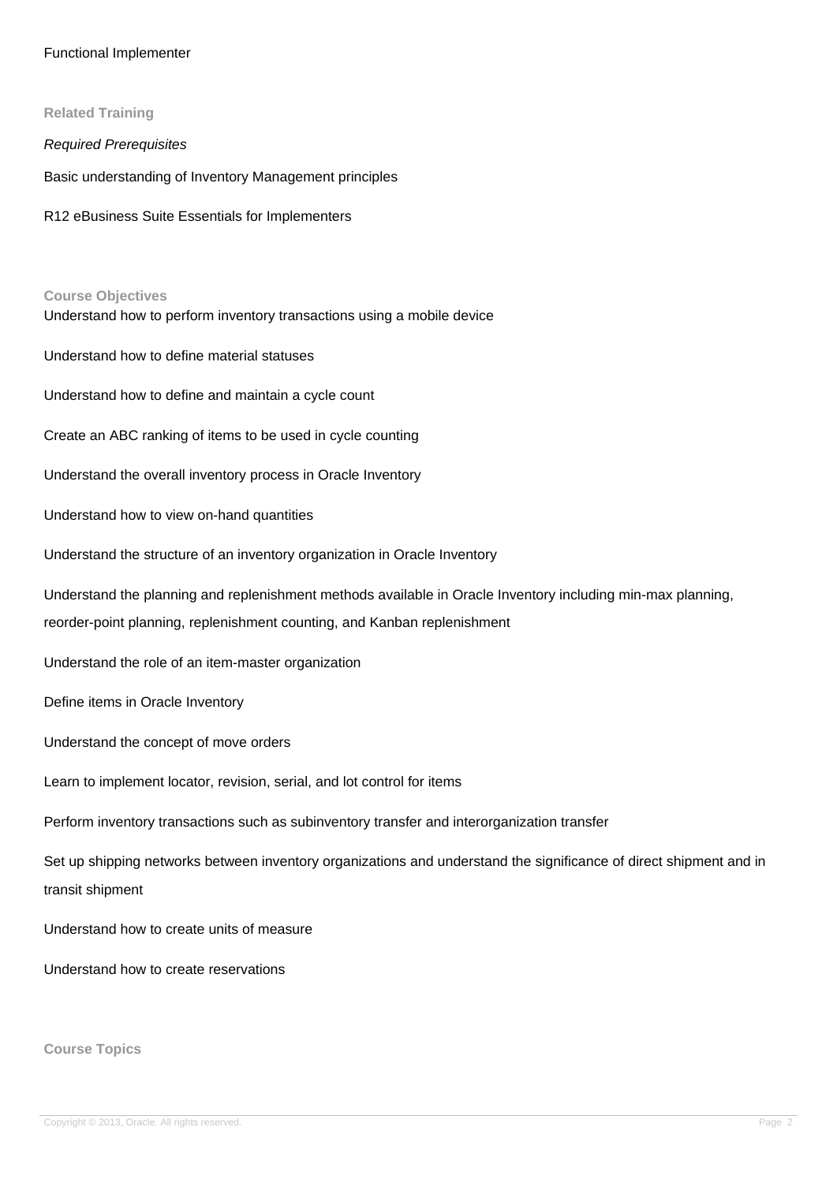Functional Implementer

### Related Training

*Required Prerequisites*

Basic understanding of Inventory Management principles

R12 eBusiness Suite Essentials for Implementers

### Course Objectives

Understand how to perform inventory transactions using a mobile device

Understand how to define material statuses

Understand how to define and maintain a cycle count

Create an ABC ranking of items to be used in cycle counting

Understand the overall inventory process in Oracle Inventory

Understand how to view on-hand quantities

Understand the structure of an inventory organization in Oracle Inventory

Understand the planning and replenishment methods available in Oracle Inventory including min-max planning, reorder-point planning, replenishment counting, and Kanban replenishment

Understand the role of an item-master organization

Define items in Oracle Inventory

Understand the concept of move orders

Learn to implement locator, revision, serial, and lot control for items

Perform inventory transactions such as subinventory transfer and interorganization transfer

Set up shipping networks between inventory organizations and understand the significance of direct shipment and in transit shipment

Understand how to create units of measure

Understand how to create reservations

### Course Topics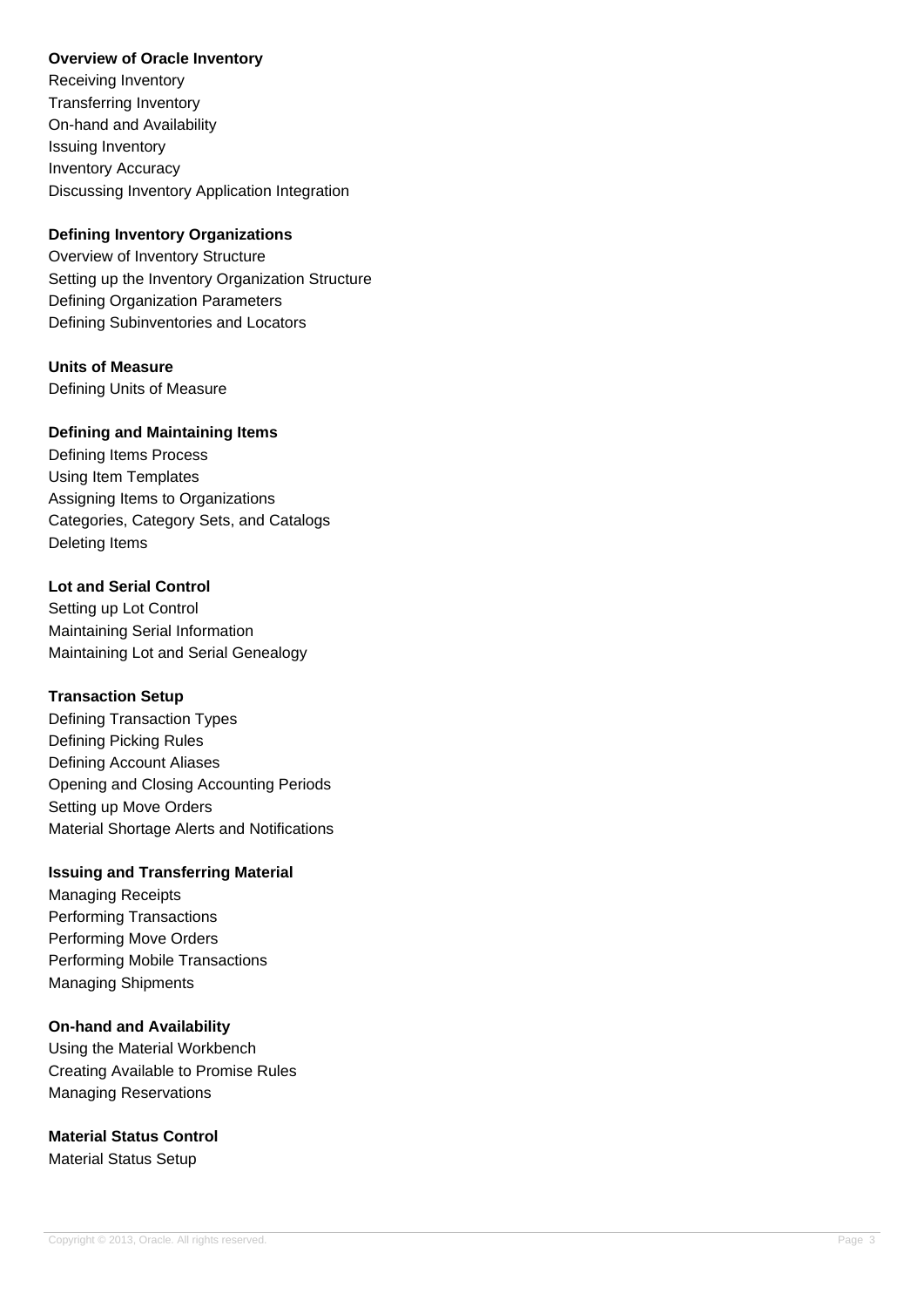**Overview of Oracle Inventory**

Receiving Inventory
Transferring Inventory
On-hand and Availability
Issuing Inventory
Inventory Accuracy
Discussing Inventory Application Integration

**Defining Inventory Organizations**

Overview of Inventory Structure
Setting up the Inventory Organization Structure
Defining Organization Parameters
Defining Subinventories and Locators

**Units of Measure**

Defining Units of Measure

**Defining and Maintaining Items**

Defining Items Process
Using Item Templates
Assigning Items to Organizations
Categories, Category Sets, and Catalogs
Deleting Items

**Lot and Serial Control**

Setting up Lot Control
Maintaining Serial Information
Maintaining Lot and Serial Genealogy

**Transaction Setup**

Defining Transaction Types
Defining Picking Rules
Defining Account Aliases
Opening and Closing Accounting Periods
Setting up Move Orders
Material Shortage Alerts and Notifications

**Issuing and Transferring Material**

Managing Receipts
Performing Transactions
Performing Move Orders
Performing Mobile Transactions
Managing Shipments

**On-hand and Availability**

Using the Material Workbench
Creating Available to Promise Rules
Managing Reservations

**Material Status Control**

Material Status Setup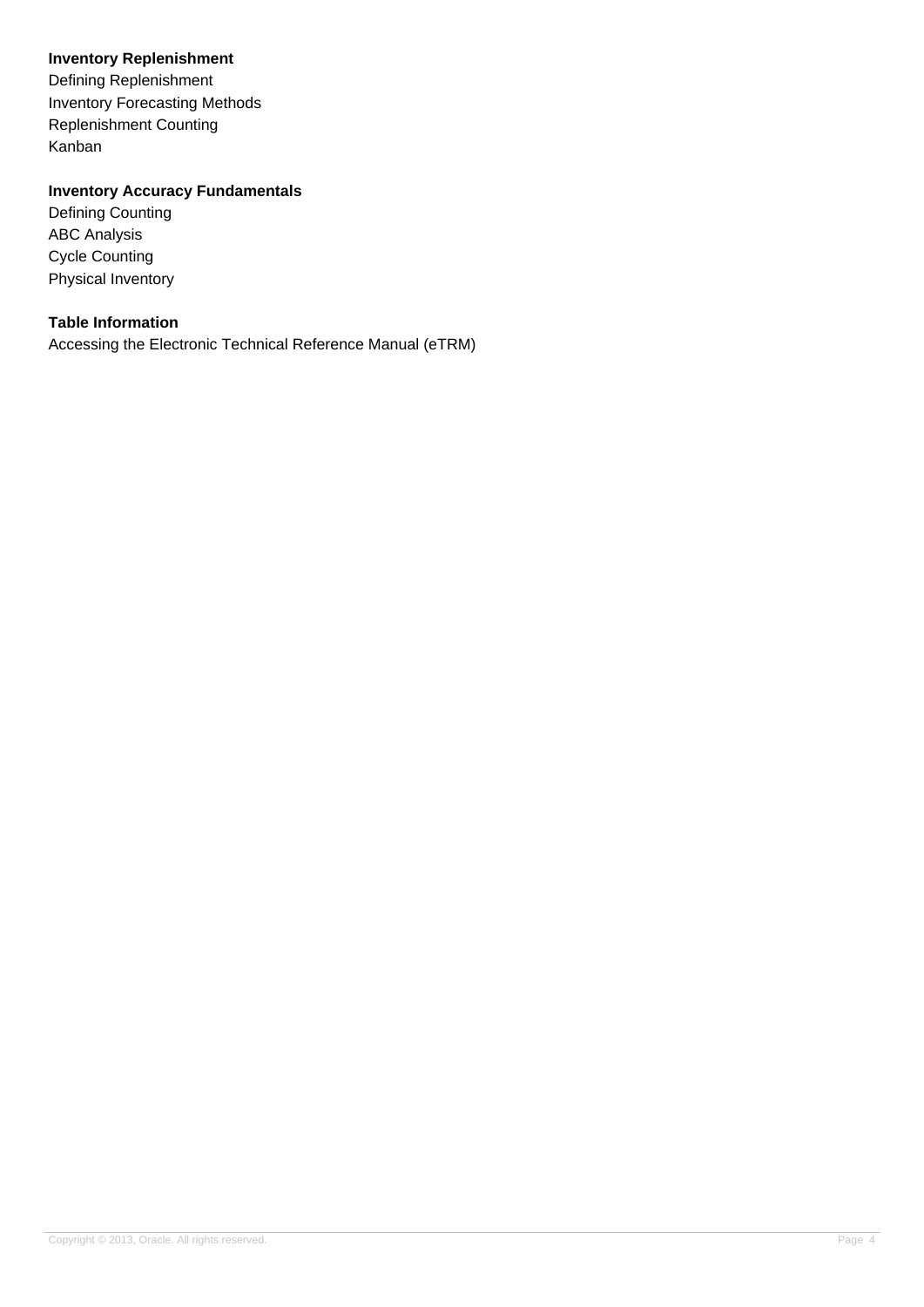**Inventory Replenishment**

Defining Replenishment
Inventory Forecasting Methods
Replenishment Counting
Kanban

**Inventory Accuracy Fundamentals**

Defining Counting
ABC Analysis
Cycle Counting
Physical Inventory

**Table Information**

Accessing the Electronic Technical Reference Manual (eTRM)